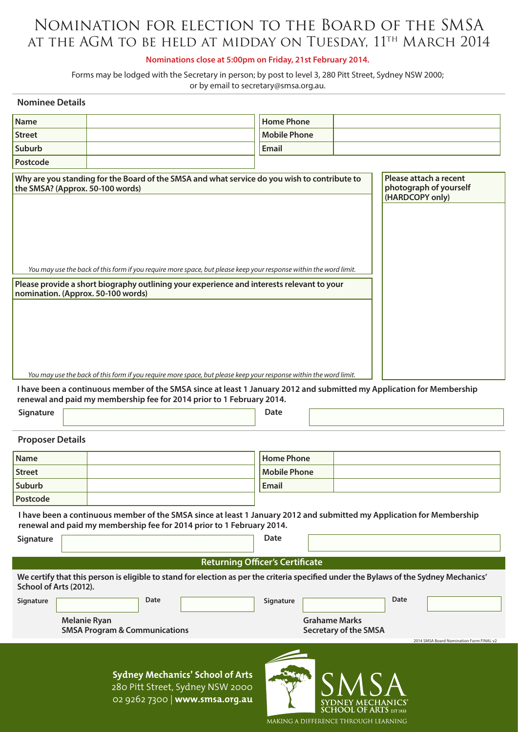# Nomination for election to the Board of the SMSA at the AGM to be held at midday on Tuesday, 11th March 2014

**Nominations close at 5:00pm on Friday, 21st February 2014.**

Forms may be lodged with the Secretary in person; by post to level 3, 280 Pitt Street, Sydney NSW 2000; or by email to secretary@smsa.org.au.

## Nominee Details

| | | | |
|---|---|---|---|
| **Name** | | **Home Phone** | |
| **Street** | | **Mobile Phone** | |
| **Suburb** | | **Email** | |
| **Postcode** | | | |

**Why are you standing for the Board of the SMSA and what service do you wish to contribute to the SMSA? (Approx. 50-100 words)**

*You may use the back of this form if you require more space, but please keep your response within the word limit.*

**Please provide a short biography outlining your experience and interests relevant to your nomination. (Approx. 50-100 words)**

*You may use the back of this form if you require more space, but please keep your response within the word limit.*

**Please attach a recent photograph of yourself (HARDCOPY only)**

**I have been a continuous member of the SMSA since at least 1 January 2012 and submitted my Application for Membership renewal and paid my membership fee for 2014 prior to 1 February 2014.**

**Signature** ____________________ **Date** ____________________

## Proposer Details

| | | | |
|---|---|---|---|
| **Name** | | **Home Phone** | |
| **Street** | | **Mobile Phone** | |
| **Suburb** | | **Email** | |
| **Postcode** | | | |

**I have been a continuous member of the SMSA since at least 1 January 2012 and submitted my Application for Membership renewal and paid my membership fee for 2014 prior to 1 February 2014.**

**Signature** ____________________ **Date** ____________________

## Returning Officer's Certificate

**We certify that this person is eligible to stand for election as per the criteria specified under the Bylaws of the Sydney Mechanics' School of Arts (2012).**

**Signature** ____________ **Date** ____________
**Melanie Ryan**
**SMSA Program & Communications**

**Signature** ____________ **Date** ____________
**Grahame Marks**
**Secretary of the SMSA**

2014 SMSA Board Nomination Form FINAL v2

**Sydney Mechanics' School of Arts**
280 Pitt Street, Sydney NSW 2000
02 9262 7300 | **www.smsa.org.au**

SMSA SYDNEY MECHANICS' SCHOOL OF ARTS EST 1833
MAKING A DIFFERENCE THROUGH LEARNING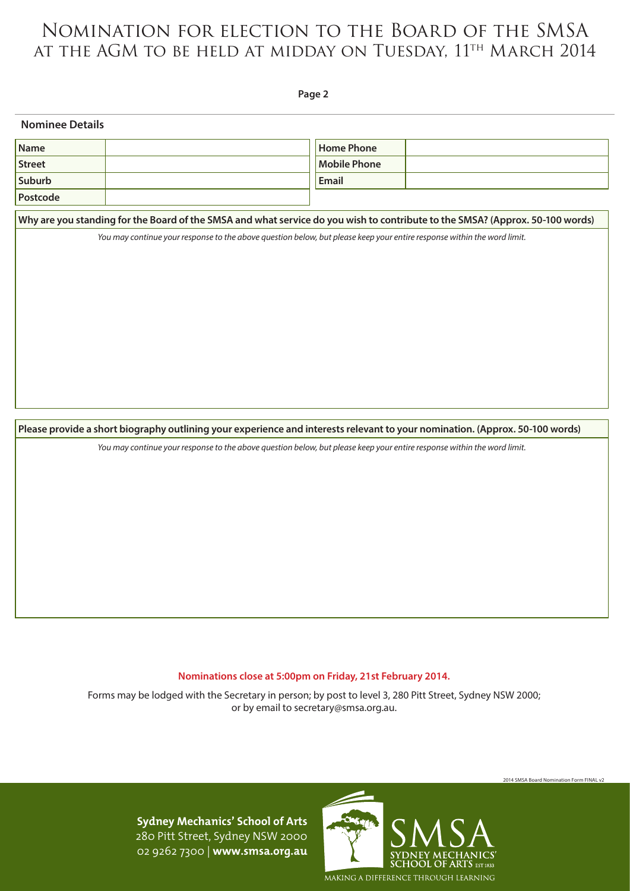# Nomination for election to the Board of the SMSA at the AGM to be held at midday on Tuesday, 11th March 2014

**Page 2**

## Nominee Details

| | | | |
|---|---|---|---|
| **Name** | | **Home Phone** | |
| **Street** | | **Mobile Phone** | |
| **Suburb** | | **Email** | |
| **Postcode** | | | |

**Why are you standing for the Board of the SMSA and what service do you wish to contribute to the SMSA? (Approx. 50-100 words)**

*You may continue your response to the above question below, but please keep your entire response within the word limit.*

**Please provide a short biography outlining your experience and interests relevant to your nomination. (Approx. 50-100 words)**

*You may continue your response to the above question below, but please keep your entire response within the word limit.*

**Nominations close at 5:00pm on Friday, 21st February 2014.**

Forms may be lodged with the Secretary in person; by post to level 3, 280 Pitt Street, Sydney NSW 2000; or by email to secretary@smsa.org.au.

2014 SMSA Board Nomination Form FINAL v2

**Sydney Mechanics' School of Arts**
280 Pitt Street, Sydney NSW 2000
02 9262 7300 | **www.smsa.org.au**

SMSA
SYDNEY MECHANICS' SCHOOL OF ARTS EST 1833
MAKING A DIFFERENCE THROUGH LEARNING